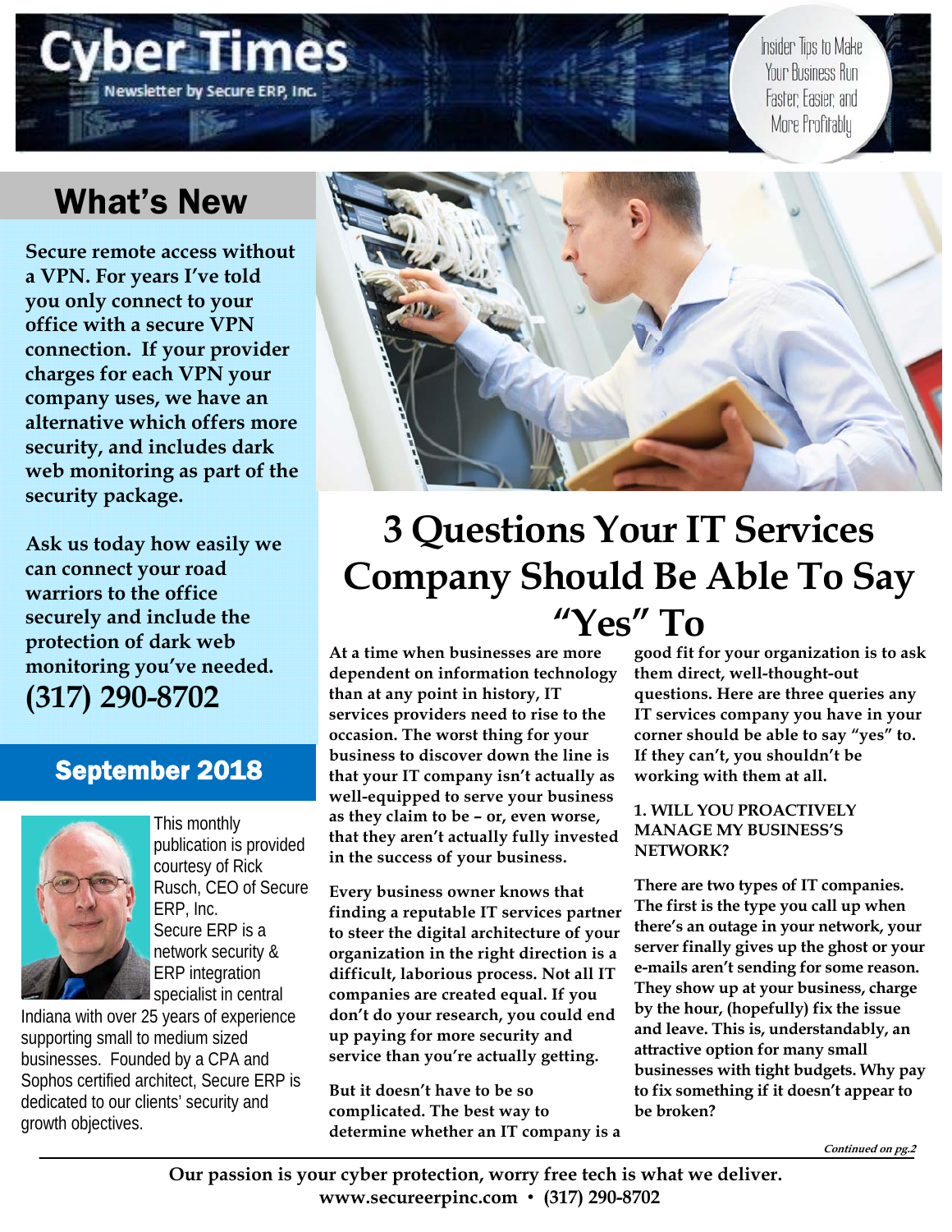# Cyber Times

Newsletter by Secure ERP, Inc.

Insider Tips to Make Your Business Run Faster, Easier, and More Profitably

## What's New

**Secure remote access without a VPN. For years I've told you only connect to your office with a secure VPN connection. If your provider charges for each VPN your company uses, we have an alternative which offers more security, and includes dark web monitoring as part of the security package.**

**Ask us today how easily we can connect your road warriors to the office securely and include the protection of dark web monitoring you've needed.**

**(317) 290-8702**

## September 2018

This monthly publication is provided courtesy of Rick Rusch, CEO of Secure ERP, Inc.

Secure ERP is a network security & ERP integration specialist in central Indiana with over 25 years of experience supporting small to medium sized businesses. Founded by a CPA and Sophos certified architect, Secure ERP is dedicated to our clients' security and growth objectives.

# 3 Questions Your IT Services Company Should Be Able To Say "Yes" To

**At a time when businesses are more dependent on information technology than at any point in history, IT services providers need to rise to the occasion. The worst thing for your business to discover down the line is that your IT company isn't actually as well-equipped to serve your business as they claim to be – or, even worse, that they aren't actually fully invested in the success of your business.**

**Every business owner knows that finding a reputable IT services partner to steer the digital architecture of your organization in the right direction is a difficult, laborious process. Not all IT companies are created equal. If you don't do your research, you could end up paying for more security and service than you're actually getting.**

**But it doesn't have to be so complicated. The best way to determine whether an IT company is a good fit for your organization is to ask them direct, well-thought-out questions. Here are three queries any IT services company you have in your corner should be able to say "yes" to. If they can't, you shouldn't be working with them at all.**

### 1. WILL YOU PROACTIVELY MANAGE MY BUSINESS'S NETWORK?

**There are two types of IT companies. The first is the type you call up when there's an outage in your network, your server finally gives up the ghost or your e-mails aren't sending for some reason. They show up at your business, charge by the hour, (hopefully) fix the issue and leave. This is, understandably, an attractive option for many small businesses with tight budgets. Why pay to fix something if it doesn't appear to be broken?**

*Continued on pg.2*

**Our passion is your cyber protection, worry free tech is what we deliver.**
**www.secureerpinc.com • (317) 290-8702**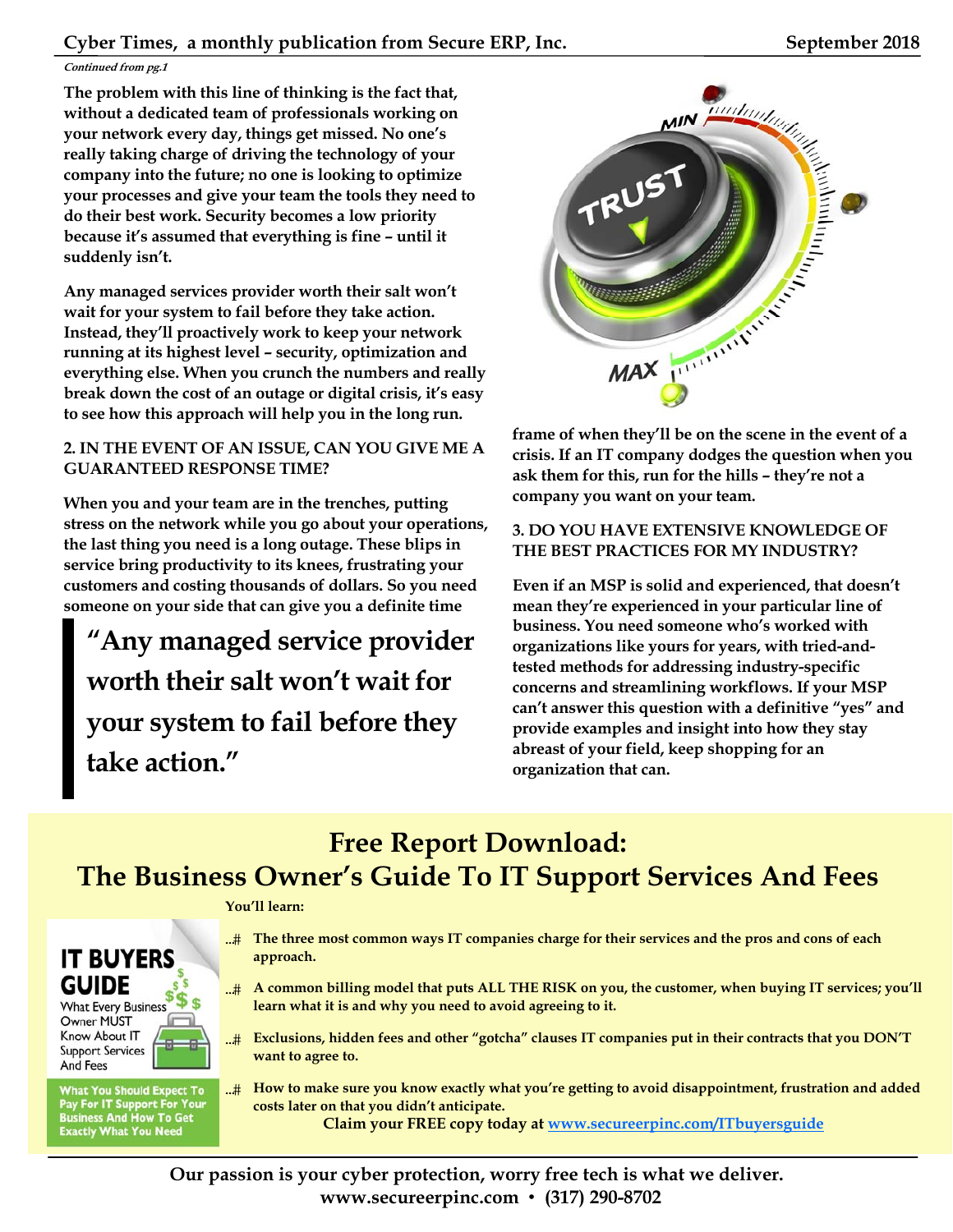*Continued from pg.1*

**The problem with this line of thinking is the fact that, without a dedicated team of professionals working on your network every day, things get missed. No one's really taking charge of driving the technology of your company into the future; no one is looking to optimize your processes and give your team the tools they need to do their best work. Security becomes a low priority because it's assumed that everything is fine – until it suddenly isn't.**

**Any managed services provider worth their salt won't wait for your system to fail before they take action. Instead, they'll proactively work to keep your network running at its highest level – security, optimization and everything else. When you crunch the numbers and really break down the cost of an outage or digital crisis, it's easy to see how this approach will help you in the long run.**

### 2. IN THE EVENT OF AN ISSUE, CAN YOU GIVE ME A GUARANTEED RESPONSE TIME?

**When you and your team are in the trenches, putting stress on the network while you go about your operations, the last thing you need is a long outage. These blips in service bring productivity to its knees, frustrating your customers and costing thousands of dollars. So you need someone on your side that can give you a definite time frame of when they'll be on the scene in the event of a crisis. If an IT company dodges the question when you ask them for this, run for the hills – they're not a company you want on your team.**

> **"Any managed service provider worth their salt won't wait for your system to fail before they take action."**

### 3. DO YOU HAVE EXTENSIVE KNOWLEDGE OF THE BEST PRACTICES FOR MY INDUSTRY?

**Even if an MSP is solid and experienced, that doesn't mean they're experienced in your particular line of business. You need someone who's worked with organizations like yours for years, with tried-and-tested methods for addressing industry-specific concerns and streamlining workflows. If your MSP can't answer this question with a definitive "yes" and provide examples and insight into how they stay abreast of your field, keep shopping for an organization that can.**

## Free Report Download: The Business Owner's Guide To IT Support Services And Fees

**IT BUYERS GUIDE**
What Every Business Owner MUST Know About IT Support Services And Fees

What You Should Expect To Pay For IT Support For Your Business And How To Get Exactly What You Need

**You'll learn:**

- **The three most common ways IT companies charge for their services and the pros and cons of each approach.**
- **A common billing model that puts ALL THE RISK on you, the customer, when buying IT services; you'll learn what it is and why you need to avoid agreeing to it.**
- **Exclusions, hidden fees and other "gotcha" clauses IT companies put in their contracts that you DON'T want to agree to.**
- **How to make sure you know exactly what you're getting to avoid disappointment, frustration and added costs later on that you didn't anticipate.**

**Claim your FREE copy today at [www.secureerpinc.com/ITbuyersguide](www.secureerpinc.com/ITbuyersguide)**

**Our passion is your cyber protection, worry free tech is what we deliver.**
**www.secureerpinc.com • (317) 290-8702**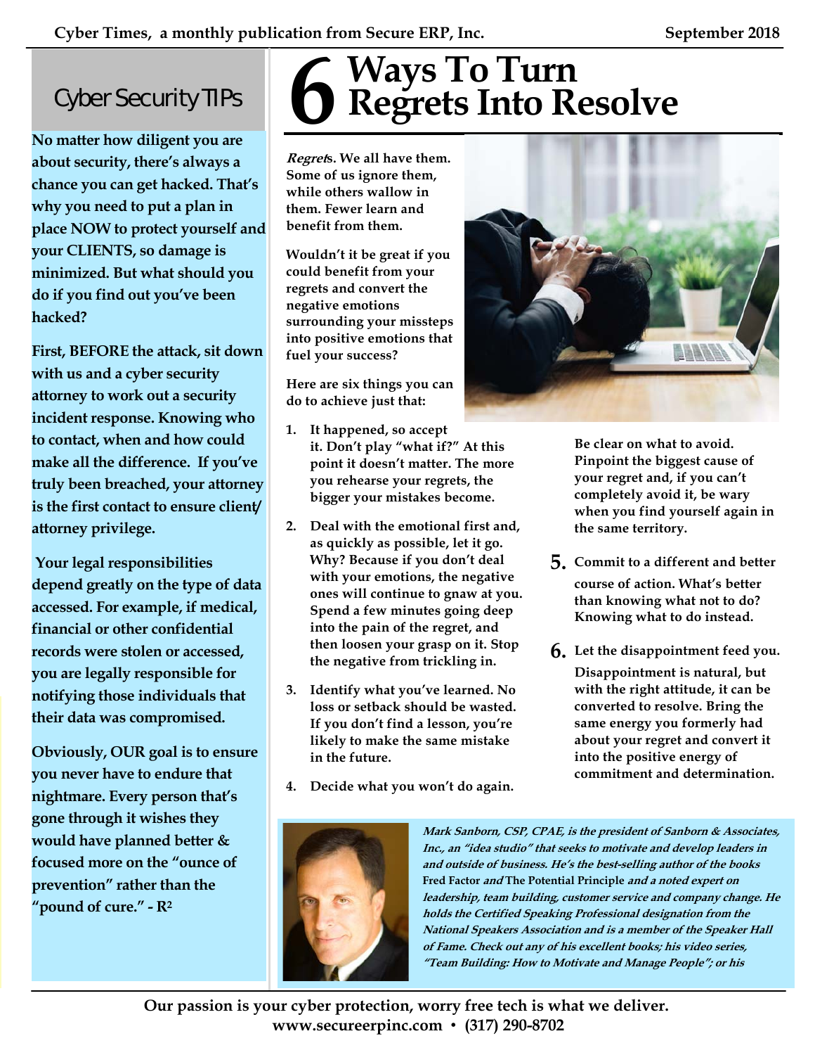## Cyber Security TIPs

**No matter how diligent you are about security, there's always a chance you can get hacked. That's why you need to put a plan in place NOW to protect yourself and your CLIENTS, so damage is minimized. But what should you do if you find out you've been hacked?**

**First, BEFORE the attack, sit down with us and a cyber security attorney to work out a security incident response. Knowing who to contact, when and how could make all the difference. If you've truly been breached, your attorney is the first contact to ensure client/attorney privilege.**

**Your legal responsibilities depend greatly on the type of data accessed. For example, if medical, financial or other confidential records were stolen or accessed, you are legally responsible for notifying those individuals that their data was compromised.**

**Obviously, OUR goal is to ensure you never have to endure that nightmare. Every person that's gone through it wishes they would have planned better & focused more on the "ounce of prevention" rather than the "pound of cure." - R²**

# 6 Ways To Turn Regrets Into Resolve

***Regret*s. We all have them. Some of us ignore them, while others wallow in them. Fewer learn and benefit from them.**

**Wouldn't it be great if you could benefit from your regrets and convert the negative emotions surrounding your missteps into positive emotions that fuel your success?**

**Here are six things you can do to achieve just that:**

1. **It happened, so accept it. Don't play "what if?" At this point it doesn't matter. The more you rehearse your regrets, the bigger your mistakes become.**
2. **Deal with the emotional first and, as quickly as possible, let it go. Why? Because if you don't deal with your emotions, the negative ones will continue to gnaw at you. Spend a few minutes going deep into the pain of the regret, and then loosen your grasp on it. Stop the negative from trickling in.**
3. **Identify what you've learned. No loss or setback should be wasted. If you don't find a lesson, you're likely to make the same mistake in the future.**
4. **Decide what you won't do again. Be clear on what to avoid. Pinpoint the biggest cause of your regret and, if you can't completely avoid it, be wary when you find yourself again in the same territory.**
5. **Commit to a different and better course of action. What's better than knowing what not to do? Knowing what to do instead.**
6. **Let the disappointment feed you. Disappointment is natural, but with the right attitude, it can be converted to resolve. Bring the same energy you formerly had about your regret and convert it into the positive energy of commitment and determination.**

***Mark Sanborn, CSP, CPAE, is the president of Sanborn & Associates, Inc., an "idea studio" that seeks to motivate and develop leaders in and outside of business. He's the best-selling author of the books* Fred Factor *and* The Potential Principle *and a noted expert on leadership, team building, customer service and company change. He holds the Certified Speaking Professional designation from the National Speakers Association and is a member of the Speaker Hall of Fame. Check out any of his excellent books; his video series, "Team Building: How to Motivate and Manage People"; or his***

**Our passion is your cyber protection, worry free tech is what we deliver.**
**www.secureerpinc.com • (317) 290-8702**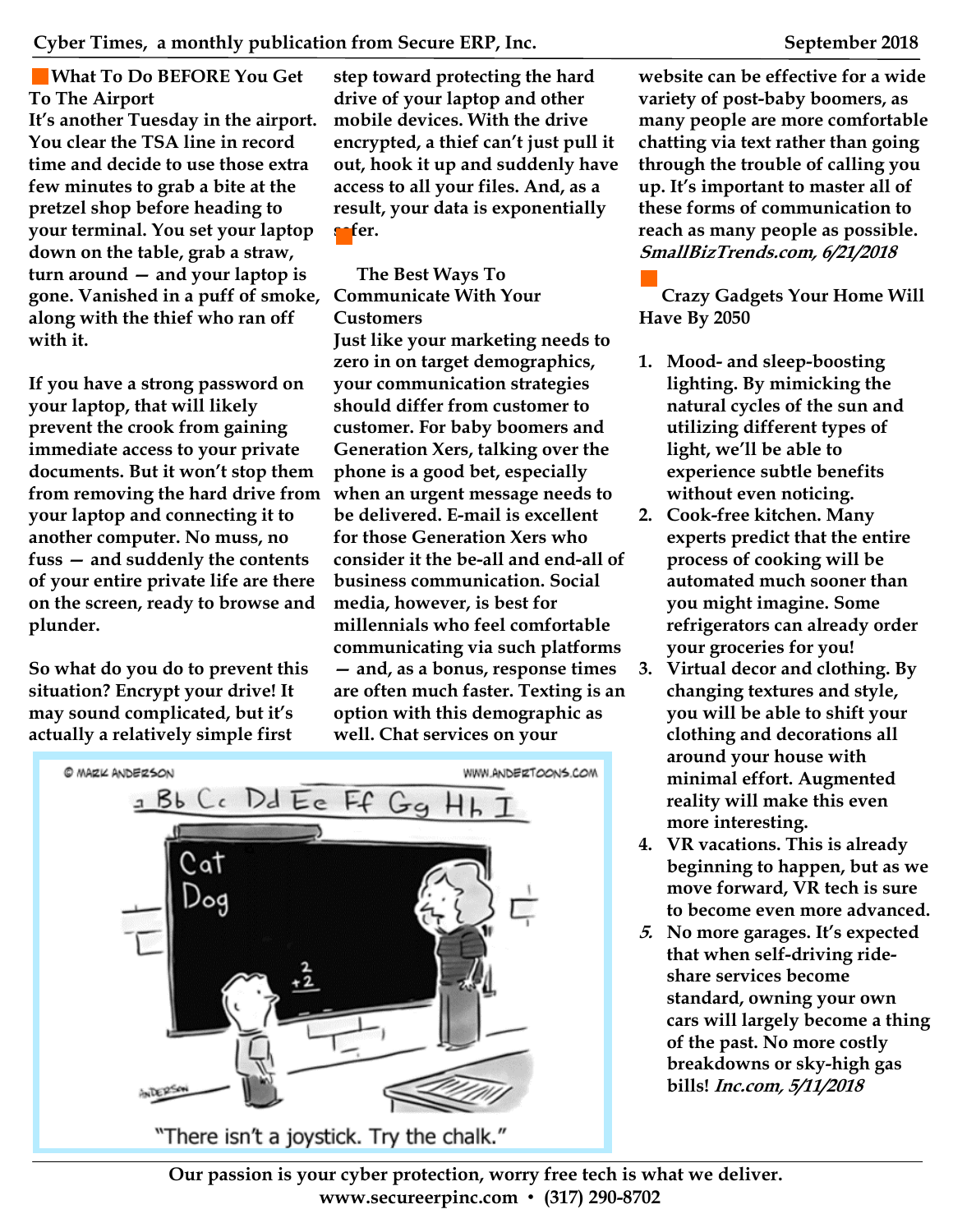## What To Do BEFORE You Get To The Airport

It's another Tuesday in the airport. You clear the TSA line in record time and decide to use those extra few minutes to grab a bite at the pretzel shop before heading to your terminal. You set your laptop down on the table, grab a straw, turn around — and your laptop is gone. Vanished in a puff of smoke, along with the thief who ran off with it.

If you have a strong password on your laptop, that will likely prevent the crook from gaining immediate access to your private documents. But it won't stop them from removing the hard drive from your laptop and connecting it to another computer. No muss, no fuss — and suddenly the contents of your entire private life are there on the screen, ready to browse and plunder.

So what do you do to prevent this situation? Encrypt your drive! It may sound complicated, but it's actually a relatively simple first step toward protecting the hard drive of your laptop and other mobile devices. With the drive encrypted, a thief can't just pull it out, hook it up and suddenly have access to all your files. And, as a result, your data is exponentially safer.

## The Best Ways To Communicate With Your Customers

Just like your marketing needs to zero in on target demographics, your communication strategies should differ from customer to customer. For baby boomers and Generation Xers, talking over the phone is a good bet, especially when an urgent message needs to be delivered. E-mail is excellent for those Generation Xers who consider it the be-all and end-all of business communication. Social media, however, is best for millennials who feel comfortable communicating via such platforms — and, as a bonus, response times are often much faster. Texting is an option with this demographic as well. Chat services on your website can be effective for a wide variety of post-baby boomers, as many people are more comfortable chatting via text rather than going through the trouble of calling you up. It's important to master all of these forms of communication to reach as many people as possible. *SmallBizTrends.com, 6/21/2018*

"There isn't a joystick. Try the chalk."

## Crazy Gadgets Your Home Will Have By 2050

1. Mood- and sleep-boosting lighting. By mimicking the natural cycles of the sun and utilizing different types of light, we'll be able to experience subtle benefits without even noticing.
2. Cook-free kitchen. Many experts predict that the entire process of cooking will be automated much sooner than you might imagine. Some refrigerators can already order your groceries for you!
3. Virtual decor and clothing. By changing textures and style, you will be able to shift your clothing and decorations all around your house with minimal effort. Augmented reality will make this even more interesting.
4. VR vacations. This is already beginning to happen, but as we move forward, VR tech is sure to become even more advanced.
5. No more garages. It's expected that when self-driving ride-share services become standard, owning your own cars will largely become a thing of the past. No more costly breakdowns or sky-high gas bills! *Inc.com, 5/11/2018*

**Our passion is your cyber protection, worry free tech is what we deliver.**
**www.secureerpinc.com • (317) 290-8702**